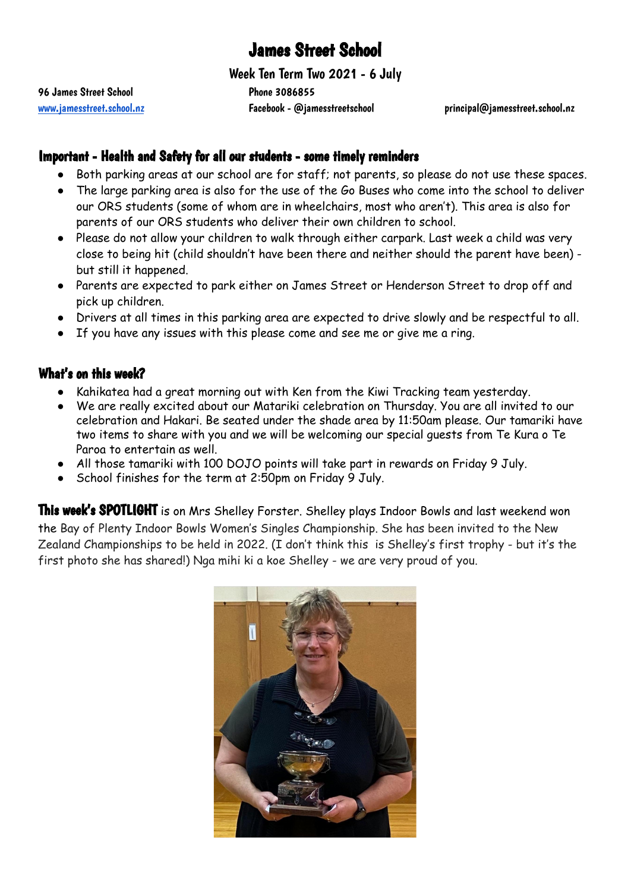# James Street School

## Week Ten Term Two 2021 - 6 July

96 James Street School | Phone 3086855
www.jamesstreet.school.nz | Facebook - @jamesstreetschool | principal@jamesstreet.school.nz

### Important - Health and Safety for all our students - some timely reminders

- Both parking areas at our school are for staff; not parents, so please do not use these spaces.
- The large parking area is also for the use of the Go Buses who come into the school to deliver our ORS students (some of whom are in wheelchairs, most who aren't). This area is also for parents of our ORS students who deliver their own children to school.
- Please do not allow your children to walk through either carpark. Last week a child was very close to being hit (child shouldn't have been there and neither should the parent have been) - but still it happened.
- Parents are expected to park either on James Street or Henderson Street to drop off and pick up children.
- Drivers at all times in this parking area are expected to drive slowly and be respectful to all.
- If you have any issues with this please come and see me or give me a ring.

### What's on this week?

- Kahikatea had a great morning out with Ken from the Kiwi Tracking team yesterday.
- We are really excited about our Matariki celebration on Thursday. You are all invited to our celebration and Hakari. Be seated under the shade area by 11:50am please. Our tamariki have two items to share with you and we will be welcoming our special guests from Te Kura o Te Paroa to entertain as well.
- All those tamariki with 100 DOJO points will take part in rewards on Friday 9 July.
- School finishes for the term at 2:50pm on Friday 9 July.

**This week's SPOTLIGHT** is on Mrs Shelley Forster. Shelley plays Indoor Bowls and last weekend won the Bay of Plenty Indoor Bowls Women's Singles Championship. She has been invited to the New Zealand Championships to be held in 2022. (I don't think this is Shelley's first trophy - but it's the first photo she has shared!) Nga mihi ki a koe Shelley - we are very proud of you.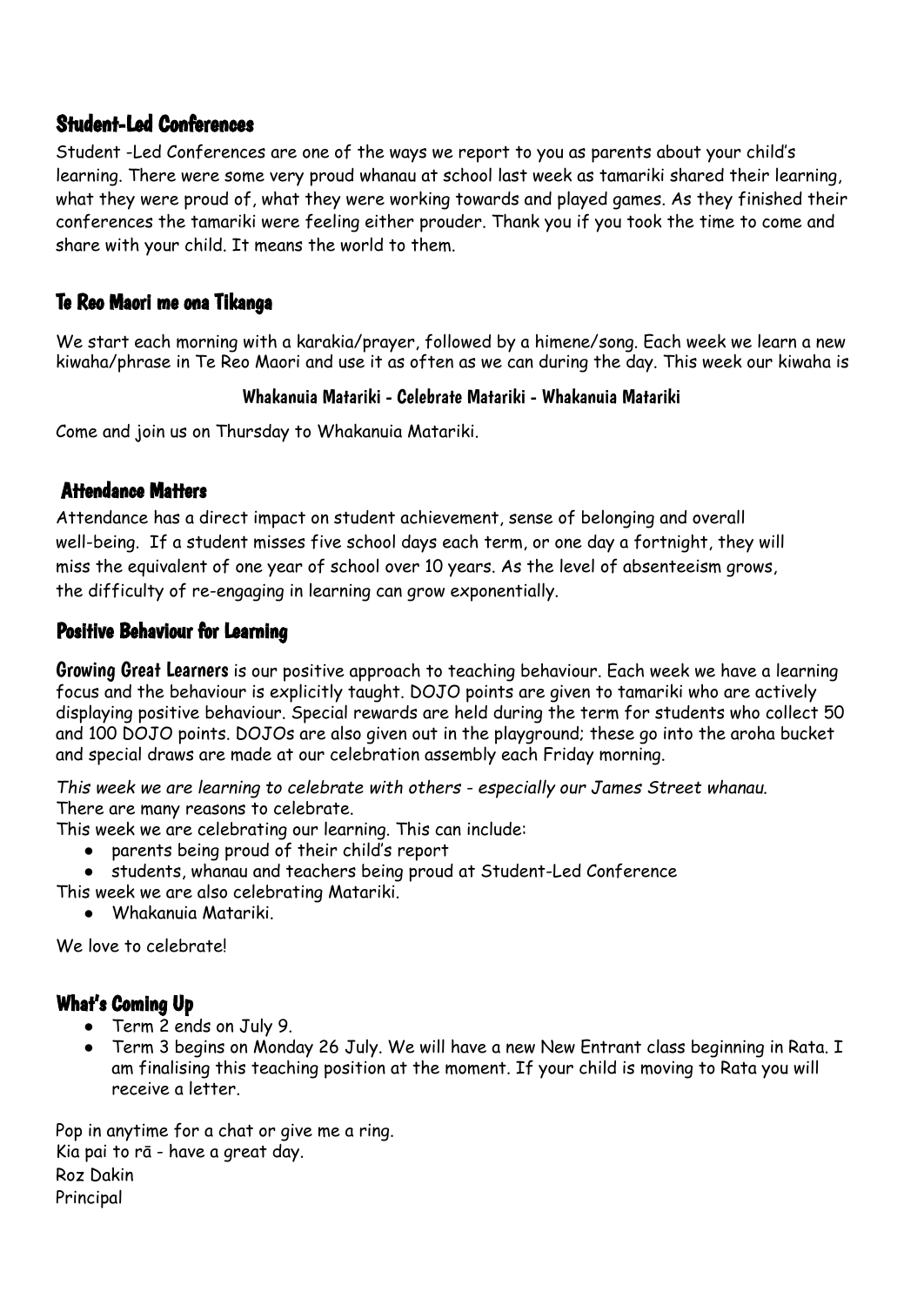## Student-Led Conferences

Student -Led Conferences are one of the ways we report to you as parents about your child's learning. There were some very proud whanau at school last week as tamariki shared their learning, what they were proud of, what they were working towards and played games. As they finished their conferences the tamariki were feeling either prouder. Thank you if you took the time to come and share with your child. It means the world to them.

## Te Reo Maori me ona Tikanga

We start each morning with a karakia/prayer, followed by a himene/song. Each week we learn a new kiwaha/phrase in Te Reo Maori and use it as often as we can during the day. This week our kiwaha is

**Whakanuia Matariki - Celebrate Matariki - Whakanuia Matariki**

Come and join us on Thursday to Whakanuia Matariki.

## Attendance Matters

Attendance has a direct impact on student achievement, sense of belonging and overall well-being. If a student misses five school days each term, or one day a fortnight, they will miss the equivalent of one year of school over 10 years. As the level of absenteeism grows, the difficulty of re-engaging in learning can grow exponentially.

## Positive Behaviour for Learning

**Growing Great Learners** is our positive approach to teaching behaviour. Each week we have a learning focus and the behaviour is explicitly taught. DOJO points are given to tamariki who are actively displaying positive behaviour. Special rewards are held during the term for students who collect 50 and 100 DOJO points. DOJOs are also given out in the playground; these go into the aroha bucket and special draws are made at our celebration assembly each Friday morning.

*This week we are learning to celebrate with others - especially our James Street whanau.*
There are many reasons to celebrate.
This week we are celebrating our learning. This can include:

- parents being proud of their child's report
- students, whanau and teachers being proud at Student-Led Conference

This week we are also celebrating Matariki.

- Whakanuia Matariki.

We love to celebrate!

## What's Coming Up

- Term 2 ends on July 9.
- Term 3 begins on Monday 26 July. We will have a new New Entrant class beginning in Rata. I am finalising this teaching position at the moment. If your child is moving to Rata you will receive a letter.

Pop in anytime for a chat or give me a ring.
Kia pai to rā - have a great day.
Roz Dakin
Principal